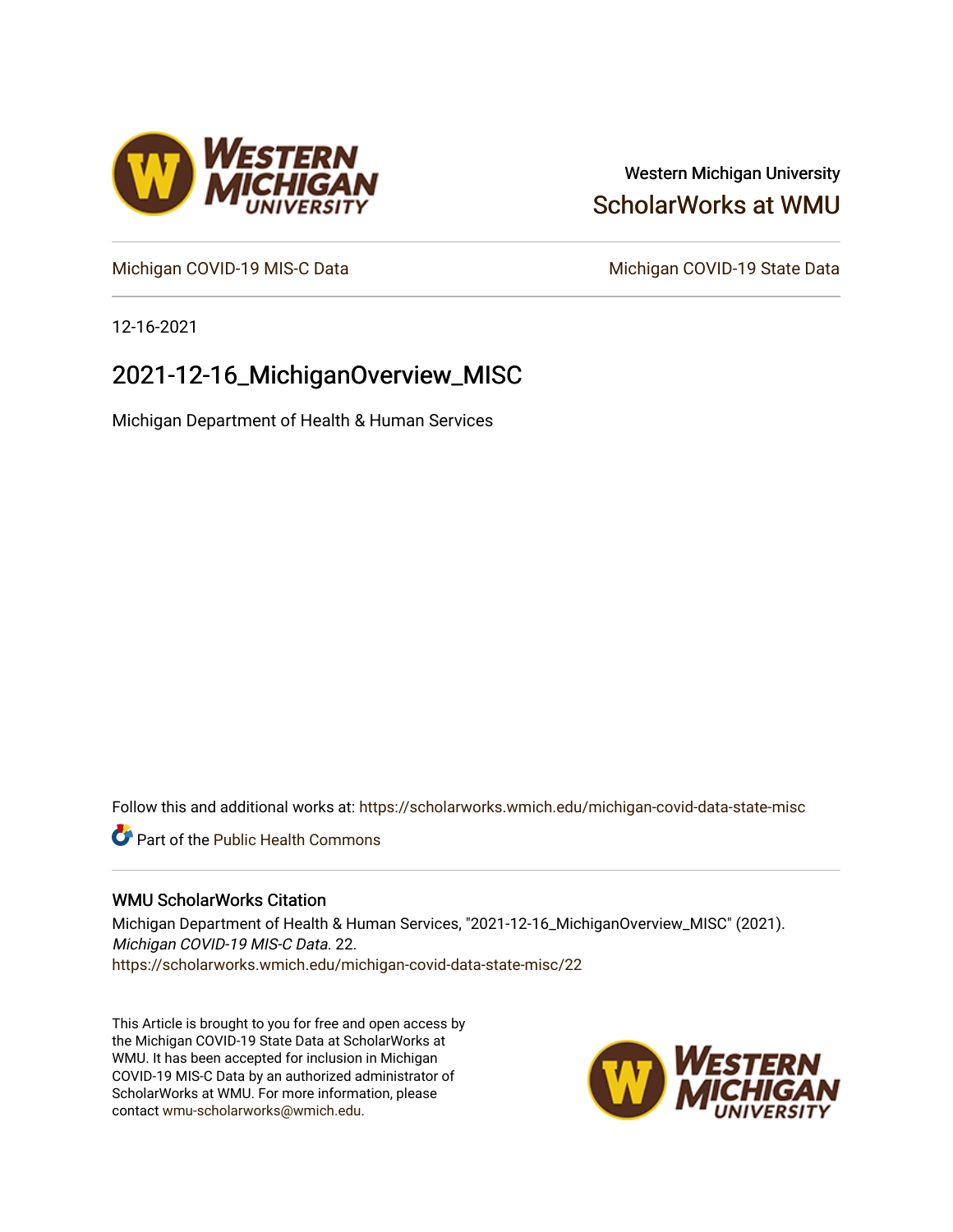Western Michigan University

ScholarWorks at WMU

Michigan COVID-19 MIS-C Data

Michigan COVID-19 State Data

12-16-2021

# 2021-12-16_MichiganOverview_MISC

Michigan Department of Health & Human Services

Follow this and additional works at: https://scholarworks.wmich.edu/michigan-covid-data-state-misc

Part of the Public Health Commons

## WMU ScholarWorks Citation

Michigan Department of Health & Human Services, "2021-12-16_MichiganOverview_MISC" (2021). *Michigan COVID-19 MIS-C Data*. 22.
https://scholarworks.wmich.edu/michigan-covid-data-state-misc/22

This Article is brought to you for free and open access by the Michigan COVID-19 State Data at ScholarWorks at WMU. It has been accepted for inclusion in Michigan COVID-19 MIS-C Data by an authorized administrator of ScholarWorks at WMU. For more information, please contact wmu-scholarworks@wmich.edu.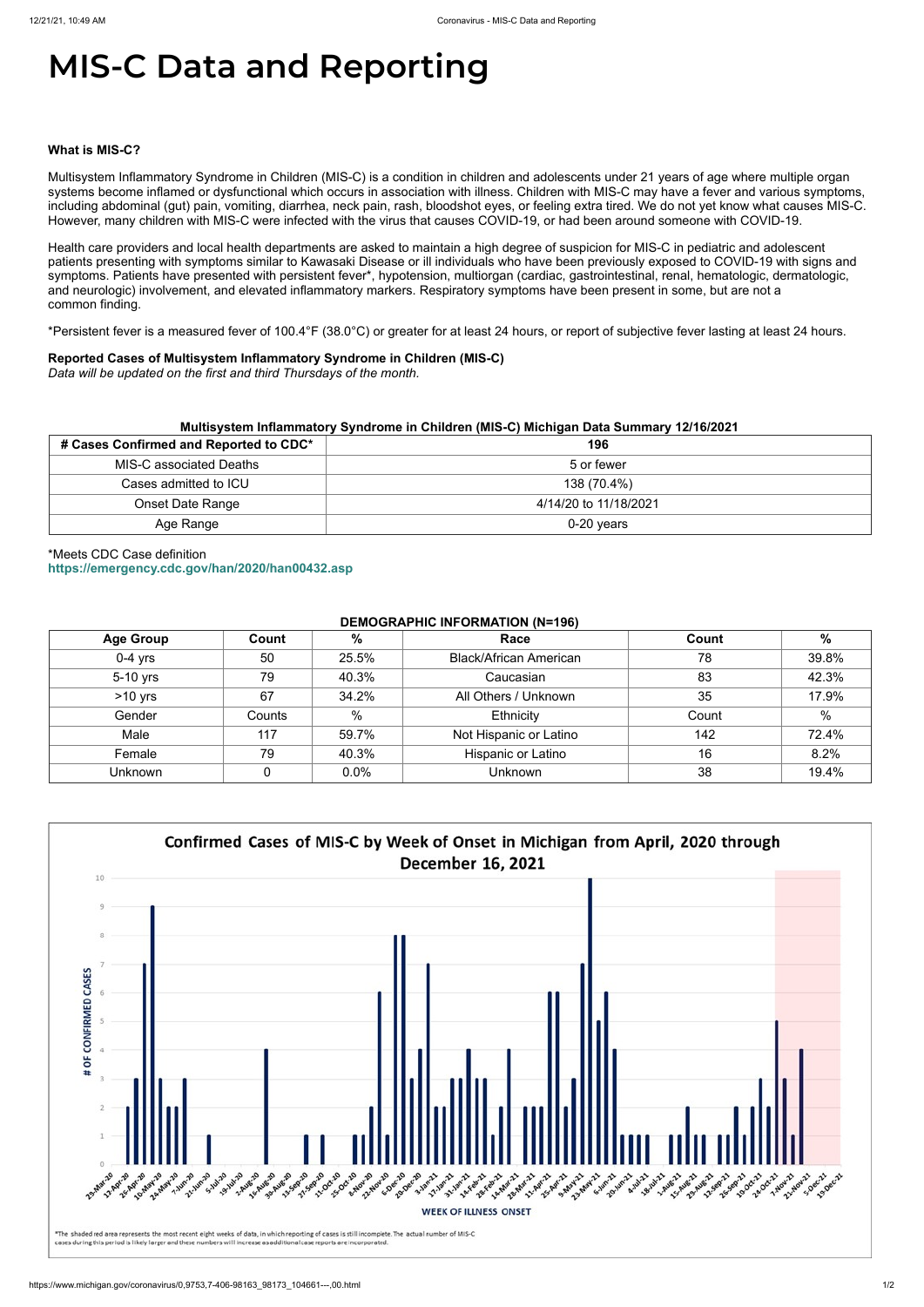# MIS-C Data and Reporting

**What is MIS-C?**

Multisystem Inflammatory Syndrome in Children (MIS-C) is a condition in children and adolescents under 21 years of age where multiple organ systems become inflamed or dysfunctional which occurs in association with illness. Children with MIS-C may have a fever and various symptoms, including abdominal (gut) pain, vomiting, diarrhea, neck pain, rash, bloodshot eyes, or feeling extra tired. We do not yet know what causes MIS-C. However, many children with MIS-C were infected with the virus that causes COVID-19, or had been around someone with COVID-19.

Health care providers and local health departments are asked to maintain a high degree of suspicion for MIS-C in pediatric and adolescent patients presenting with symptoms similar to Kawasaki Disease or ill individuals who have been previously exposed to COVID-19 with signs and symptoms. Patients have presented with persistent fever*, hypotension, multiorgan (cardiac, gastrointestinal, renal, hematologic, dermatologic, and neurologic) involvement, and elevated inflammatory markers. Respiratory symptoms have been present in some, but are not a common finding.

*Persistent fever is a measured fever of 100.4°F (38.0°C) or greater for at least 24 hours, or report of subjective fever lasting at least 24 hours.

**Reported Cases of Multisystem Inflammatory Syndrome in Children (MIS-C)**
*Data will be updated on the first and third Thursdays of the month.*

**Multisystem Inflammatory Syndrome in Children (MIS-C) Michigan Data Summary 12/16/2021**

| # Cases Confirmed and Reported to CDC* | 196 |
|---|---|
| MIS-C associated Deaths | 5 or fewer |
| Cases admitted to ICU | 138 (70.4%) |
| Onset Date Range | 4/14/20 to 11/18/2021 |
| Age Range | 0-20 years |

*Meets CDC Case definition
https://emergency.cdc.gov/han/2020/han00432.asp

**DEMOGRAPHIC INFORMATION (N=196)**

| Age Group | Count | % | Race | Count | % |
|---|---|---|---|---|---|
| 0-4 yrs | 50 | 25.5% | Black/African American | 78 | 39.8% |
| 5-10 yrs | 79 | 40.3% | Caucasian | 83 | 42.3% |
| >10 yrs | 67 | 34.2% | All Others / Unknown | 35 | 17.9% |
| Gender | Counts | % | Ethnicity | Count | % |
| Male | 117 | 59.7% | Not Hispanic or Latino | 142 | 72.4% |
| Female | 79 | 40.3% | Hispanic or Latino | 16 | 8.2% |
| Unknown | 0 | 0.0% | Unknown | 38 | 19.4% |

**Confirmed Cases of MIS-C by Week of Onset in Michigan from April, 2020 through December 16, 2021**

*The shaded red area represents the most recent eight weeks of data, in which reporting of cases is still incomplete. The actual number of MIS-C cases during this period is likely larger and these numbers will increase as additional case reports are incorporated.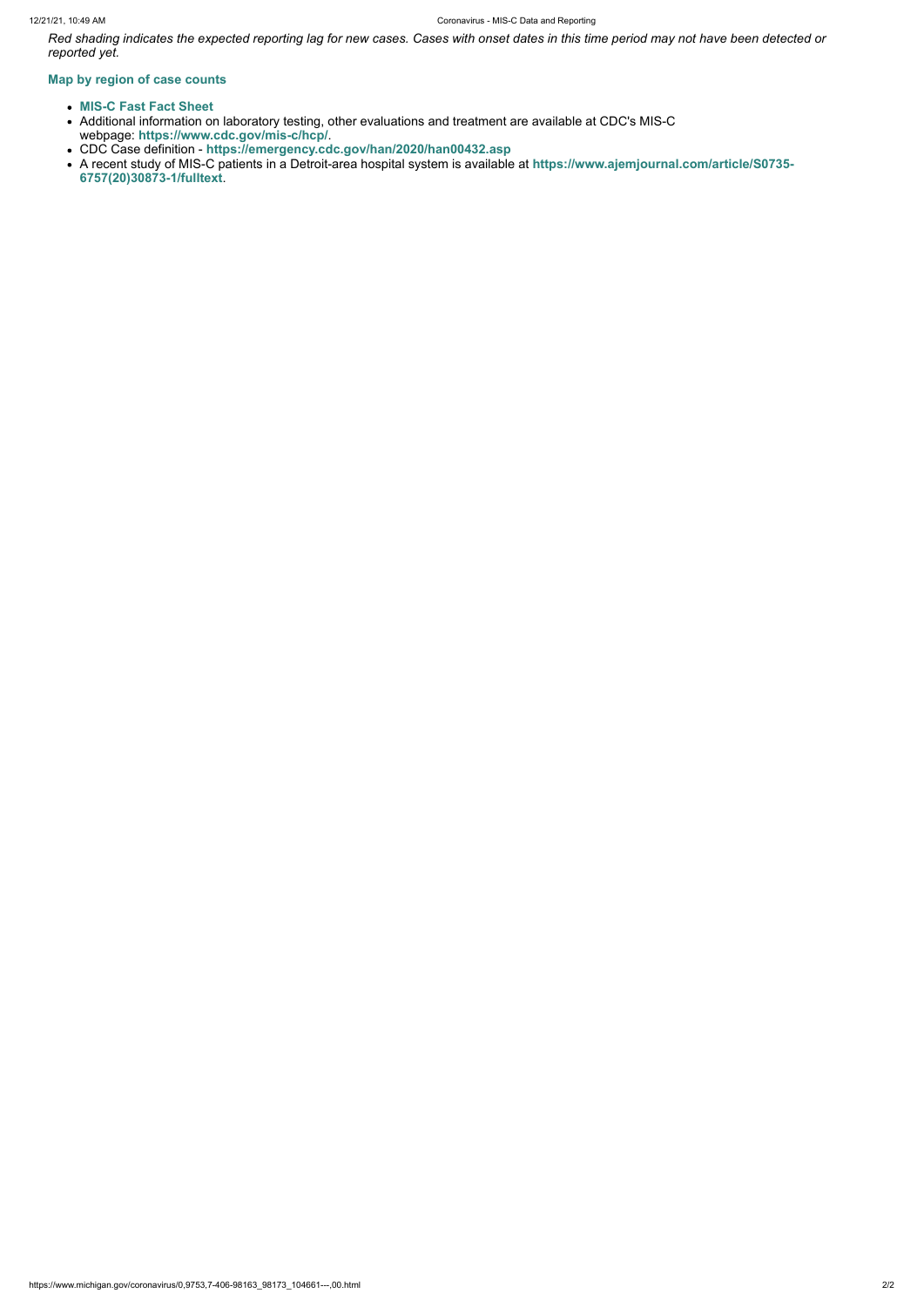*Red shading indicates the expected reporting lag for new cases. Cases with onset dates in this time period may not have been detected or reported yet.*

**Map by region of case counts**

- **MIS-C Fast Fact Sheet**
- Additional information on laboratory testing, other evaluations and treatment are available at CDC's MIS-C webpage: **https://www.cdc.gov/mis-c/hcp/**.
- CDC Case definition - **https://emergency.cdc.gov/han/2020/han00432.asp**
- A recent study of MIS-C patients in a Detroit-area hospital system is available at **https://www.ajemjournal.com/article/S0735-6757(20)30873-1/fulltext**.